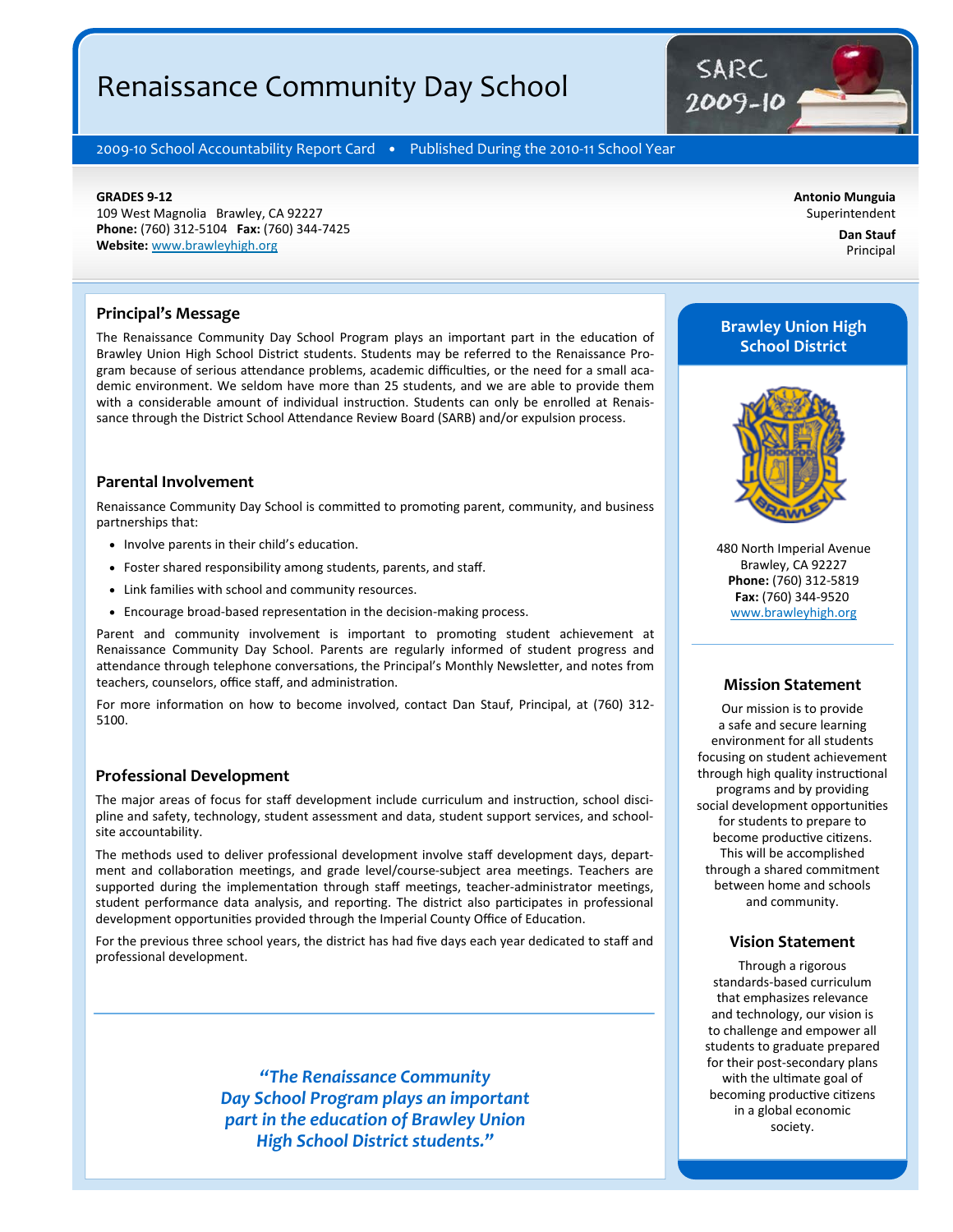# Renaissance Community Day School

SARC 2009-10

2009-10 School Accountability Report Card • Published During the 2010-11 School Year

**GRADES 9-12**
109 West Magnolia Brawley, CA 92227
**Phone:** (760) 312-5104 **Fax:** (760) 344-7425
**Website:** www.brawleyhigh.org

**Antonio Munguia**
Superintendent

**Dan Stauf**
Principal

## Principal's Message

The Renaissance Community Day School Program plays an important part in the education of Brawley Union High School District students. Students may be referred to the Renaissance Program because of serious attendance problems, academic difficulties, or the need for a small academic environment. We seldom have more than 25 students, and we are able to provide them with a considerable amount of individual instruction. Students can only be enrolled at Renaissance through the District School Attendance Review Board (SARB) and/or expulsion process.

## Parental Involvement

Renaissance Community Day School is committed to promoting parent, community, and business partnerships that:

- Involve parents in their child's education.
- Foster shared responsibility among students, parents, and staff.
- Link families with school and community resources.
- Encourage broad-based representation in the decision-making process.

Parent and community involvement is important to promoting student achievement at Renaissance Community Day School. Parents are regularly informed of student progress and attendance through telephone conversations, the Principal's Monthly Newsletter, and notes from teachers, counselors, office staff, and administration.

For more information on how to become involved, contact Dan Stauf, Principal, at (760) 312-5100.

## Professional Development

The major areas of focus for staff development include curriculum and instruction, school discipline and safety, technology, student assessment and data, student support services, and school-site accountability.

The methods used to deliver professional development involve staff development days, department and collaboration meetings, and grade level/course-subject area meetings. Teachers are supported during the implementation through staff meetings, teacher-administrator meetings, student performance data analysis, and reporting. The district also participates in professional development opportunities provided through the Imperial County Office of Education.

For the previous three school years, the district has had five days each year dedicated to staff and professional development.

*"The Renaissance Community Day School Program plays an important part in the education of Brawley Union High School District students."*

## Brawley Union High School District

480 North Imperial Avenue
Brawley, CA 92227
**Phone:** (760) 312-5819
**Fax:** (760) 344-9520
www.brawleyhigh.org

### Mission Statement

Our mission is to provide a safe and secure learning environment for all students focusing on student achievement through high quality instructional programs and by providing social development opportunities for students to prepare to become productive citizens. This will be accomplished through a shared commitment between home and schools and community.

### Vision Statement

Through a rigorous standards-based curriculum that emphasizes relevance and technology, our vision is to challenge and empower all students to graduate prepared for their post-secondary plans with the ultimate goal of becoming productive citizens in a global economic society.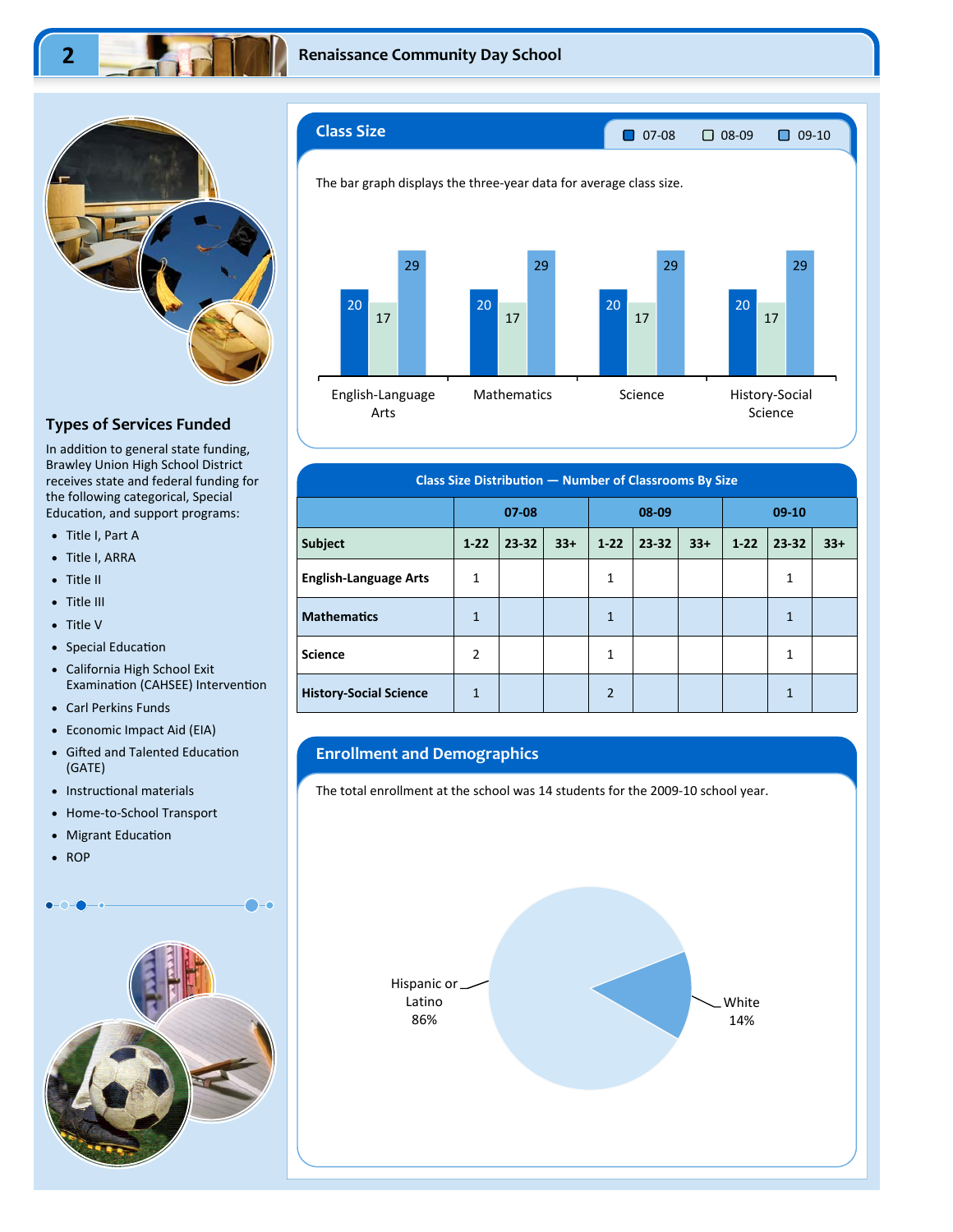## Types of Services Funded

In addition to general state funding, Brawley Union High School District receives state and federal funding for the following categorical, Special Education, and support programs:

- Title I, Part A
- Title I, ARRA
- Title II
- Title III
- Title V
- Special Education
- California High School Exit Examination (CAHSEE) Intervention
- Carl Perkins Funds
- Economic Impact Aid (EIA)
- Gifted and Talented Education (GATE)
- Instructional materials
- Home-to-School Transport
- Migrant Education
- ROP

## Class Size

The bar graph displays the three-year data for average class size.

| Subject | 07-08 | 08-09 | 09-10 |
|---|---|---|---|
| English-Language Arts | 20 | 17 | 29 |
| Mathematics | 20 | 17 | 29 |
| Science | 20 | 17 | 29 |
| History-Social Science | 20 | 17 | 29 |

### Class Size Distribution — Number of Classrooms By Size

| | 07-08 | | | 08-09 | | | 09-10 | | |
|---|---|---|---|---|---|---|---|---|---|
| **Subject** | **1-22** | **23-32** | **33+** | **1-22** | **23-32** | **33+** | **1-22** | **23-32** | **33+** |
| **English-Language Arts** | 1 | | | 1 | | | | 1 | |
| **Mathematics** | 1 | | | 1 | | | | 1 | |
| **Science** | 2 | | | 1 | | | | 1 | |
| **History-Social Science** | 1 | | | 2 | | | | 1 | |

## Enrollment and Demographics

The total enrollment at the school was 14 students for the 2009-10 school year.

- Hispanic or Latino 86%
- White 14%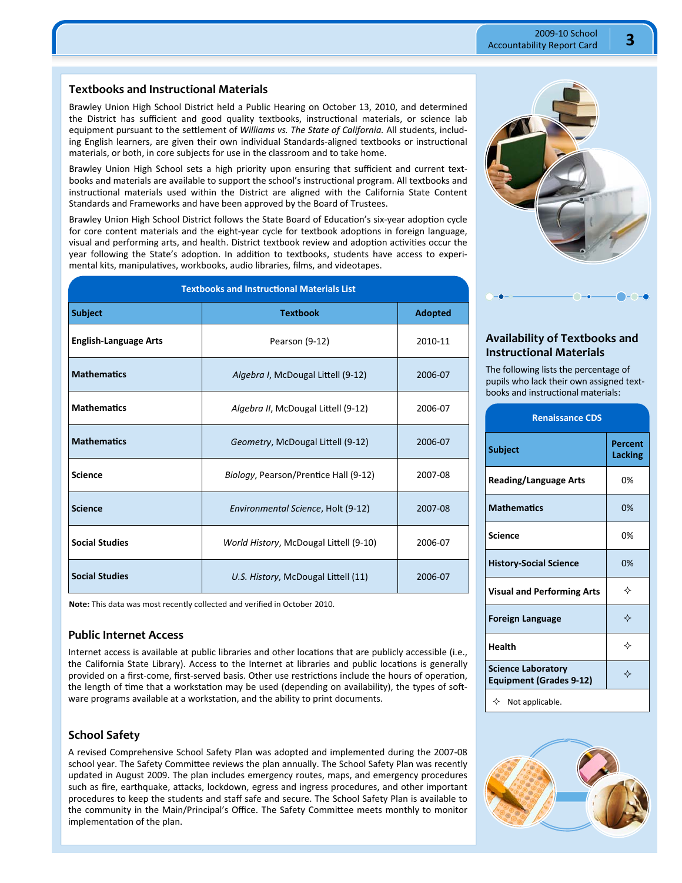## Textbooks and Instructional Materials

Brawley Union High School District held a Public Hearing on October 13, 2010, and determined the District has sufficient and good quality textbooks, instructional materials, or science lab equipment pursuant to the settlement of *Williams vs. The State of California.* All students, including English learners, are given their own individual Standards-aligned textbooks or instructional materials, or both, in core subjects for use in the classroom and to take home.

Brawley Union High School sets a high priority upon ensuring that sufficient and current textbooks and materials are available to support the school's instructional program. All textbooks and instructional materials used within the District are aligned with the California State Content Standards and Frameworks and have been approved by the Board of Trustees.

Brawley Union High School District follows the State Board of Education's six-year adoption cycle for core content materials and the eight-year cycle for textbook adoptions in foreign language, visual and performing arts, and health. District textbook review and adoption activities occur the year following the State's adoption. In addition to textbooks, students have access to experimental kits, manipulatives, workbooks, audio libraries, films, and videotapes.

**Textbooks and Instructional Materials List**

| Subject | Textbook | Adopted |
|---|---|---|
| **English-Language Arts** | Pearson (9-12) | 2010-11 |
| **Mathematics** | *Algebra I*, McDougal Littell (9-12) | 2006-07 |
| **Mathematics** | *Algebra II*, McDougal Littell (9-12) | 2006-07 |
| **Mathematics** | *Geometry*, McDougal Littell (9-12) | 2006-07 |
| **Science** | *Biology*, Pearson/Prentice Hall (9-12) | 2007-08 |
| **Science** | *Environmental Science*, Holt (9-12) | 2007-08 |
| **Social Studies** | *World History*, McDougal Littell (9-10) | 2006-07 |
| **Social Studies** | *U.S. History*, McDougal Littell (11) | 2006-07 |

**Note:** This data was most recently collected and verified in October 2010.

## Public Internet Access

Internet access is available at public libraries and other locations that are publicly accessible (i.e., the California State Library). Access to the Internet at libraries and public locations is generally provided on a first-come, first-served basis. Other use restrictions include the hours of operation, the length of time that a workstation may be used (depending on availability), the types of software programs available at a workstation, and the ability to print documents.

## School Safety

A revised Comprehensive School Safety Plan was adopted and implemented during the 2007-08 school year. The Safety Committee reviews the plan annually. The School Safety Plan was recently updated in August 2009. The plan includes emergency routes, maps, and emergency procedures such as fire, earthquake, attacks, lockdown, egress and ingress procedures, and other important procedures to keep the students and staff safe and secure. The School Safety Plan is available to the community in the Main/Principal's Office. The Safety Committee meets monthly to monitor implementation of the plan.

## Availability of Textbooks and Instructional Materials

The following lists the percentage of pupils who lack their own assigned textbooks and instructional materials:

**Renaissance CDS**

| Subject | Percent Lacking |
|---|---|
| **Reading/Language Arts** | 0% |
| **Mathematics** | 0% |
| **Science** | 0% |
| **History-Social Science** | 0% |
| **Visual and Performing Arts** | ✧ |
| **Foreign Language** | ✧ |
| **Health** | ✧ |
| **Science Laboratory Equipment (Grades 9-12)** | ✧ |

✧ Not applicable.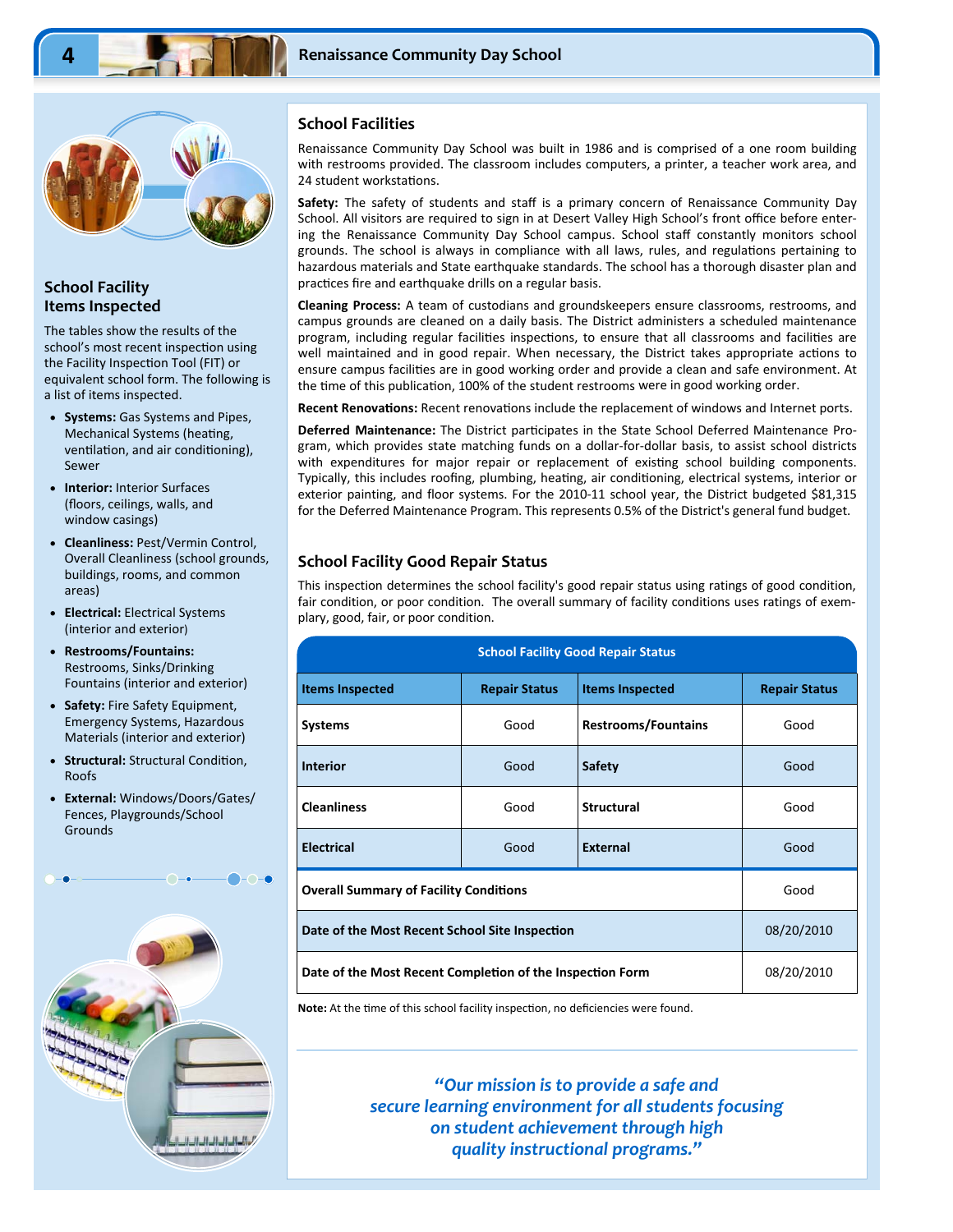## School Facility Items Inspected

The tables show the results of the school's most recent inspection using the Facility Inspection Tool (FIT) or equivalent school form. The following is a list of items inspected.

- **Systems:** Gas Systems and Pipes, Mechanical Systems (heating, ventilation, and air conditioning), Sewer
- **Interior:** Interior Surfaces (floors, ceilings, walls, and window casings)
- **Cleanliness:** Pest/Vermin Control, Overall Cleanliness (school grounds, buildings, rooms, and common areas)
- **Electrical:** Electrical Systems (interior and exterior)
- **Restrooms/Fountains:** Restrooms, Sinks/Drinking Fountains (interior and exterior)
- **Safety:** Fire Safety Equipment, Emergency Systems, Hazardous Materials (interior and exterior)
- **Structural:** Structural Condition, Roofs
- **External:** Windows/Doors/Gates/Fences, Playgrounds/School Grounds

## School Facilities

Renaissance Community Day School was built in 1986 and is comprised of a one room building with restrooms provided. The classroom includes computers, a printer, a teacher work area, and 24 student workstations.

**Safety:** The safety of students and staff is a primary concern of Renaissance Community Day School. All visitors are required to sign in at Desert Valley High School's front office before entering the Renaissance Community Day School campus. School staff constantly monitors school grounds. The school is always in compliance with all laws, rules, and regulations pertaining to hazardous materials and State earthquake standards. The school has a thorough disaster plan and practices fire and earthquake drills on a regular basis.

**Cleaning Process:** A team of custodians and groundskeepers ensure classrooms, restrooms, and campus grounds are cleaned on a daily basis. The District administers a scheduled maintenance program, including regular facilities inspections, to ensure that all classrooms and facilities are well maintained and in good repair. When necessary, the District takes appropriate actions to ensure campus facilities are in good working order and provide a clean and safe environment. At the time of this publication, 100% of the student restrooms were in good working order.

**Recent Renovations:** Recent renovations include the replacement of windows and Internet ports.

**Deferred Maintenance:** The District participates in the State School Deferred Maintenance Program, which provides state matching funds on a dollar-for-dollar basis, to assist school districts with expenditures for major repair or replacement of existing school building components. Typically, this includes roofing, plumbing, heating, air conditioning, electrical systems, interior or exterior painting, and floor systems. For the 2010-11 school year, the District budgeted $81,315 for the Deferred Maintenance Program. This represents 0.5% of the District's general fund budget.

## School Facility Good Repair Status

This inspection determines the school facility's good repair status using ratings of good condition, fair condition, or poor condition. The overall summary of facility conditions uses ratings of exemplary, good, fair, or poor condition.

| School Facility Good Repair Status | | | |
|---|---|---|---|
| **Items Inspected** | **Repair Status** | **Items Inspected** | **Repair Status** |
| **Systems** | Good | **Restrooms/Fountains** | Good |
| **Interior** | Good | **Safety** | Good |
| **Cleanliness** | Good | **Structural** | Good |
| **Electrical** | Good | **External** | Good |
| **Overall Summary of Facility Conditions** | | | Good |
| **Date of the Most Recent School Site Inspection** | | | 08/20/2010 |
| **Date of the Most Recent Completion of the Inspection Form** | | | 08/20/2010 |

**Note:** At the time of this school facility inspection, no deficiencies were found.

*"Our mission is to provide a safe and secure learning environment for all students focusing on student achievement through high quality instructional programs."*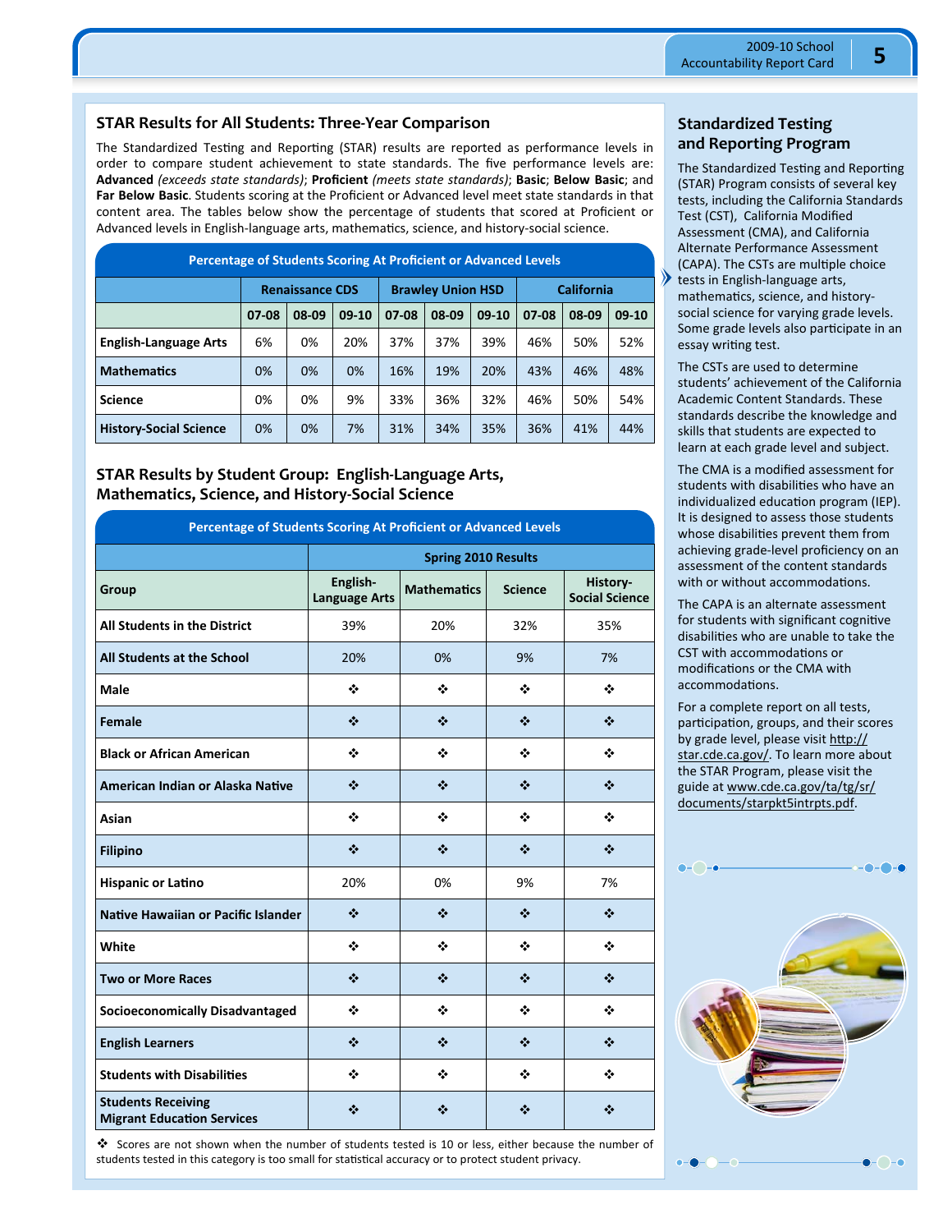## STAR Results for All Students: Three-Year Comparison

The Standardized Testing and Reporting (STAR) results are reported as performance levels in order to compare student achievement to state standards. The five performance levels are: **Advanced** *(exceeds state standards)*; **Proficient** *(meets state standards)*; **Basic**; **Below Basic**; and **Far Below Basic**. Students scoring at the Proficient or Advanced level meet state standards in that content area. The tables below show the percentage of students that scored at Proficient or Advanced levels in English-language arts, mathematics, science, and history-social science.

**Percentage of Students Scoring At Proficient or Advanced Levels**

| | Renaissance CDS | | | Brawley Union HSD | | | California | | |
|---|---|---|---|---|---|---|---|---|---|
| | 07-08 | 08-09 | 09-10 | 07-08 | 08-09 | 09-10 | 07-08 | 08-09 | 09-10 |
| **English-Language Arts** | 6% | 0% | 20% | 37% | 37% | 39% | 46% | 50% | 52% |
| **Mathematics** | 0% | 0% | 0% | 16% | 19% | 20% | 43% | 46% | 48% |
| **Science** | 0% | 0% | 9% | 33% | 36% | 32% | 46% | 50% | 54% |
| **History-Social Science** | 0% | 0% | 7% | 31% | 34% | 35% | 36% | 41% | 44% |

## STAR Results by Student Group: English-Language Arts, Mathematics, Science, and History-Social Science

**Percentage of Students Scoring At Proficient or Advanced Levels**

| | Spring 2010 Results | | | |
|---|---|---|---|---|
| **Group** | **English-Language Arts** | **Mathematics** | **Science** | **History-Social Science** |
| **All Students in the District** | 39% | 20% | 32% | 35% |
| **All Students at the School** | 20% | 0% | 9% | 7% |
| **Male** | ❖ | ❖ | ❖ | ❖ |
| **Female** | ❖ | ❖ | ❖ | ❖ |
| **Black or African American** | ❖ | ❖ | ❖ | ❖ |
| **American Indian or Alaska Native** | ❖ | ❖ | ❖ | ❖ |
| **Asian** | ❖ | ❖ | ❖ | ❖ |
| **Filipino** | ❖ | ❖ | ❖ | ❖ |
| **Hispanic or Latino** | 20% | 0% | 9% | 7% |
| **Native Hawaiian or Pacific Islander** | ❖ | ❖ | ❖ | ❖ |
| **White** | ❖ | ❖ | ❖ | ❖ |
| **Two or More Races** | ❖ | ❖ | ❖ | ❖ |
| **Socioeconomically Disadvantaged** | ❖ | ❖ | ❖ | ❖ |
| **English Learners** | ❖ | ❖ | ❖ | ❖ |
| **Students with Disabilities** | ❖ | ❖ | ❖ | ❖ |
| **Students Receiving Migrant Education Services** | ❖ | ❖ | ❖ | ❖ |

❖ Scores are not shown when the number of students tested is 10 or less, either because the number of students tested in this category is too small for statistical accuracy or to protect student privacy.

## Standardized Testing and Reporting Program

The Standardized Testing and Reporting (STAR) Program consists of several key tests, including the California Standards Test (CST), California Modified Assessment (CMA), and California Alternate Performance Assessment (CAPA). The CSTs are multiple choice tests in English-language arts, mathematics, science, and history-social science for varying grade levels. Some grade levels also participate in an essay writing test.

The CSTs are used to determine students' achievement of the California Academic Content Standards. These standards describe the knowledge and skills that students are expected to learn at each grade level and subject.

The CMA is a modified assessment for students with disabilities who have an individualized education program (IEP). It is designed to assess those students whose disabilities prevent them from achieving grade-level proficiency on an assessment of the content standards with or without accommodations.

The CAPA is an alternate assessment for students with significant cognitive disabilities who are unable to take the CST with accommodations or modifications or the CMA with accommodations.

For a complete report on all tests, participation, groups, and their scores by grade level, please visit http://star.cde.ca.gov/. To learn more about the STAR Program, please visit the guide at www.cde.ca.gov/ta/tg/sr/documents/starpkt5intrpts.pdf.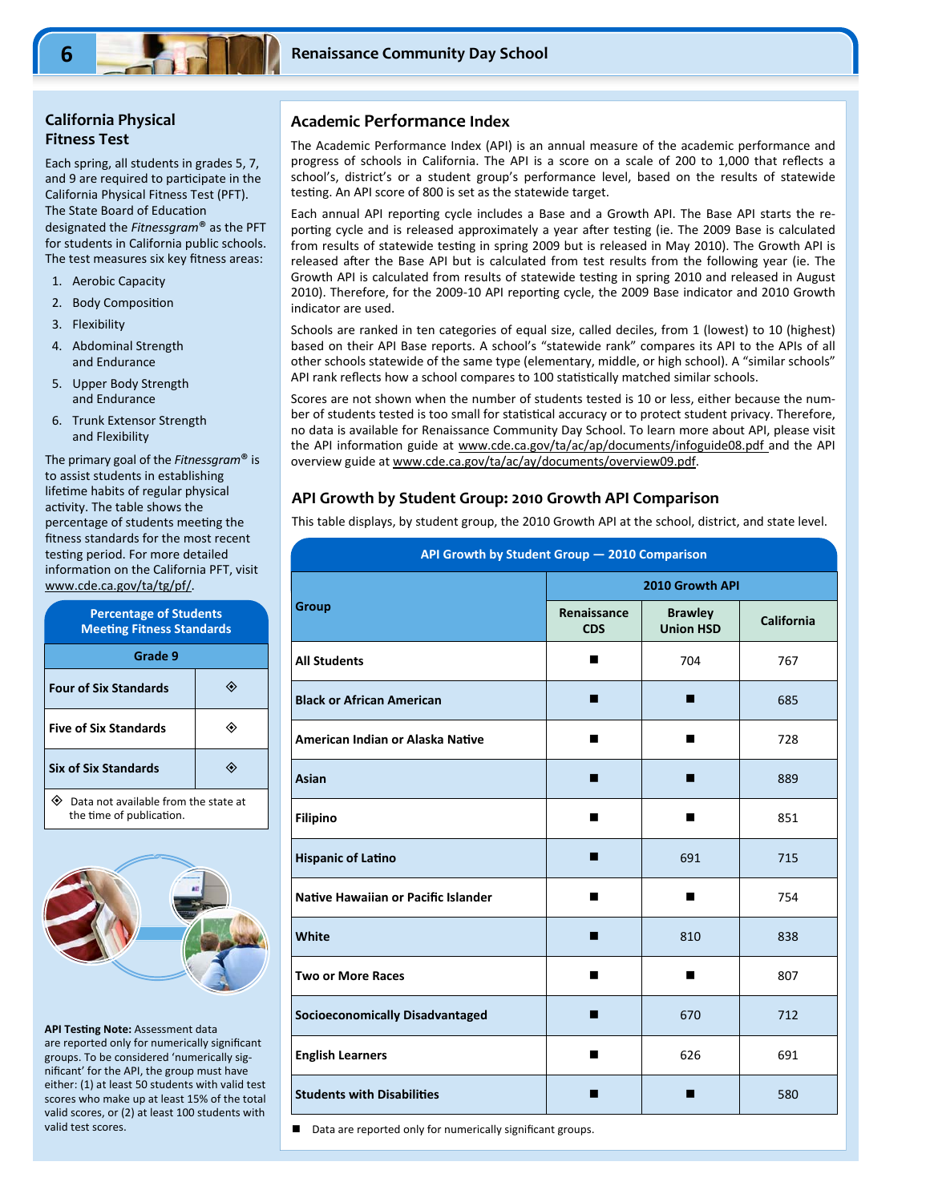## California Physical Fitness Test

Each spring, all students in grades 5, 7, and 9 are required to participate in the California Physical Fitness Test (PFT). The State Board of Education designated the *Fitnessgram*® as the PFT for students in California public schools. The test measures six key fitness areas:

1. Aerobic Capacity
2. Body Composition
3. Flexibility
4. Abdominal Strength and Endurance
5. Upper Body Strength and Endurance
6. Trunk Extensor Strength and Flexibility

The primary goal of the *Fitnessgram*® is to assist students in establishing lifetime habits of regular physical activity. The table shows the percentage of students meeting the fitness standards for the most recent testing period. For more detailed information on the California PFT, visit www.cde.ca.gov/ta/tg/pf/.

| Percentage of Students Meeting Fitness Standards | |
|---|---|
| | Grade 9 |
| Four of Six Standards | ◈ |
| Five of Six Standards | ◈ |
| Six of Six Standards | ◈ |

◈ Data not available from the state at the time of publication.

**API Testing Note:** Assessment data are reported only for numerically significant groups. To be considered 'numerically significant' for the API, the group must have either: (1) at least 50 students with valid test scores who make up at least 15% of the total valid scores, or (2) at least 100 students with valid test scores.

## Academic Performance Index

The Academic Performance Index (API) is an annual measure of the academic performance and progress of schools in California. The API is a score on a scale of 200 to 1,000 that reflects a school's, district's or a student group's performance level, based on the results of statewide testing. An API score of 800 is set as the statewide target.

Each annual API reporting cycle includes a Base and a Growth API. The Base API starts the reporting cycle and is released approximately a year after testing (ie. The 2009 Base is calculated from results of statewide testing in spring 2009 but is released in May 2010). The Growth API is released after the Base API but is calculated from test results from the following year (ie. The Growth API is calculated from results of statewide testing in spring 2010 and released in August 2010). Therefore, for the 2009-10 API reporting cycle, the 2009 Base indicator and 2010 Growth indicator are used.

Schools are ranked in ten categories of equal size, called deciles, from 1 (lowest) to 10 (highest) based on their API Base reports. A school's "statewide rank" compares its API to the APIs of all other schools statewide of the same type (elementary, middle, or high school). A "similar schools" API rank reflects how a school compares to 100 statistically matched similar schools.

Scores are not shown when the number of students tested is 10 or less, either because the number of students tested is too small for statistical accuracy or to protect student privacy. Therefore, no data is available for Renaissance Community Day School. To learn more about API, please visit the API information guide at www.cde.ca.gov/ta/ac/ap/documents/infoguide08.pdf and the API overview guide at www.cde.ca.gov/ta/ac/ay/documents/overview09.pdf.

## API Growth by Student Group: 2010 Growth API Comparison

This table displays, by student group, the 2010 Growth API at the school, district, and state level.

**API Growth by Student Group — 2010 Comparison**

| Group | 2010 Growth API | | |
|---|---|---|---|
| | Renaissance CDS | Brawley Union HSD | California |
| All Students | ■ | 704 | 767 |
| Black or African American | ■ | ■ | 685 |
| American Indian or Alaska Native | ■ | ■ | 728 |
| Asian | ■ | ■ | 889 |
| Filipino | ■ | ■ | 851 |
| Hispanic of Latino | ■ | 691 | 715 |
| Native Hawaiian or Pacific Islander | ■ | ■ | 754 |
| White | ■ | 810 | 838 |
| Two or More Races | ■ | ■ | 807 |
| Socioeconomically Disadvantaged | ■ | 670 | 712 |
| English Learners | ■ | 626 | 691 |
| Students with Disabilities | ■ | ■ | 580 |

■ Data are reported only for numerically significant groups.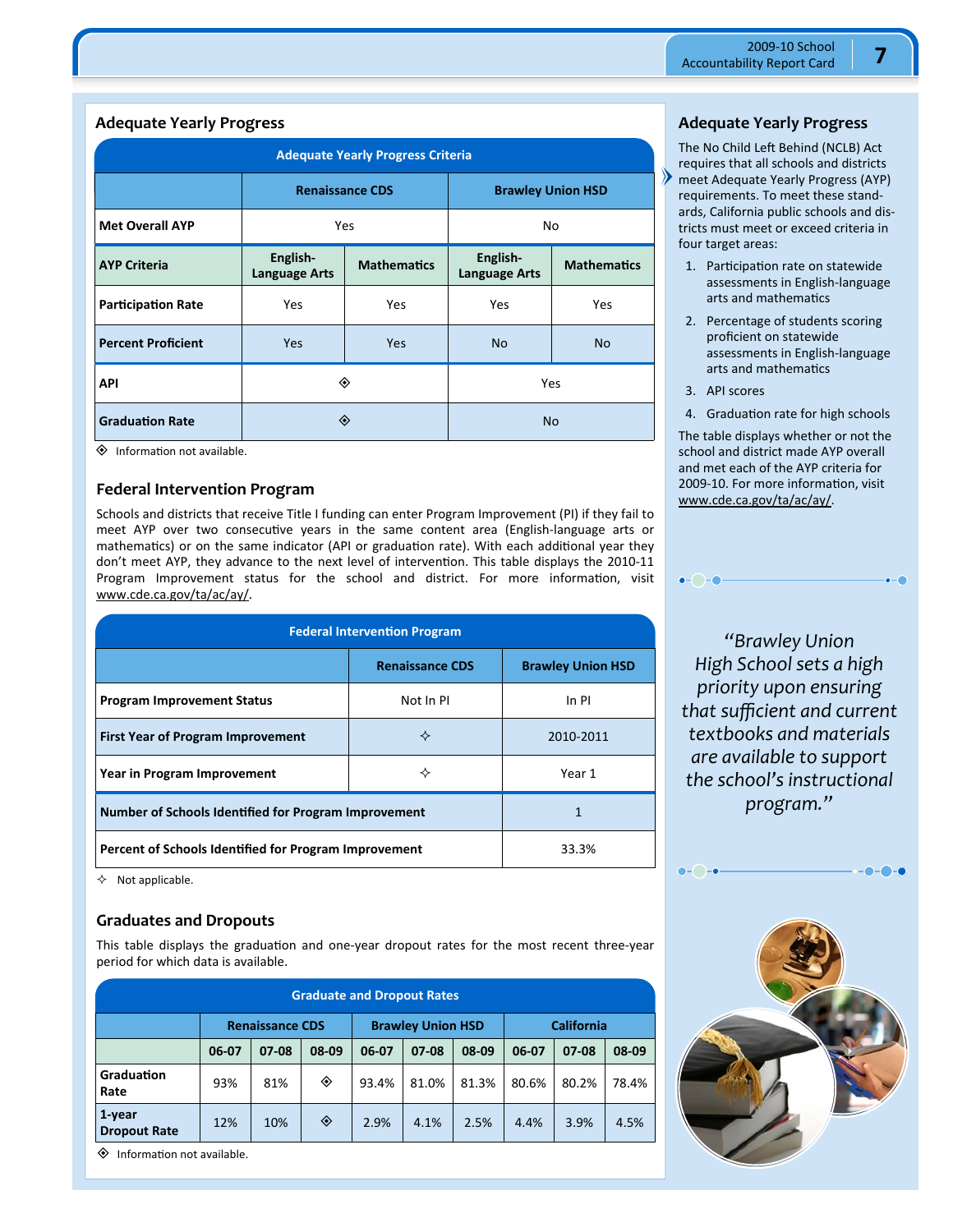## Adequate Yearly Progress

| Adequate Yearly Progress Criteria | | | | |
|---|---|---|---|---|
| | Renaissance CDS | | Brawley Union HSD | |
| **Met Overall AYP** | Yes | | No | |
| **AYP Criteria** | English-Language Arts | Mathematics | English-Language Arts | Mathematics |
| **Participation Rate** | Yes | Yes | Yes | Yes |
| **Percent Proficient** | Yes | Yes | No | No |
| **API** | ◈ | | Yes | |
| **Graduation Rate** | ◈ | | No | |

◈ Information not available.

## Federal Intervention Program

Schools and districts that receive Title I funding can enter Program Improvement (PI) if they fail to meet AYP over two consecutive years in the same content area (English-language arts or mathematics) or on the same indicator (API or graduation rate). With each additional year they don't meet AYP, they advance to the next level of intervention. This table displays the 2010-11 Program Improvement status for the school and district. For more information, visit www.cde.ca.gov/ta/ac/ay/.

| Federal Intervention Program | | |
|---|---|---|
| | Renaissance CDS | Brawley Union HSD |
| **Program Improvement Status** | Not In PI | In PI |
| **First Year of Program Improvement** | ✧ | 2010-2011 |
| **Year in Program Improvement** | ✧ | Year 1 |
| **Number of Schools Identified for Program Improvement** | | 1 |
| **Percent of Schools Identified for Program Improvement** | | 33.3% |

✧ Not applicable.

## Graduates and Dropouts

This table displays the graduation and one-year dropout rates for the most recent three-year period for which data is available.

| Graduate and Dropout Rates | | | | | | | | | |
|---|---|---|---|---|---|---|---|---|---|
| | Renaissance CDS | | | Brawley Union HSD | | | California | | |
| | 06-07 | 07-08 | 08-09 | 06-07 | 07-08 | 08-09 | 06-07 | 07-08 | 08-09 |
| **Graduation Rate** | 93% | 81% | ◈ | 93.4% | 81.0% | 81.3% | 80.6% | 80.2% | 78.4% |
| **1-year Dropout Rate** | 12% | 10% | ◈ | 2.9% | 4.1% | 2.5% | 4.4% | 3.9% | 4.5% |

◈ Information not available.

## Adequate Yearly Progress

The No Child Left Behind (NCLB) Act requires that all schools and districts meet Adequate Yearly Progress (AYP) requirements. To meet these standards, California public schools and districts must meet or exceed criteria in four target areas:

1. Participation rate on statewide assessments in English-language arts and mathematics
2. Percentage of students scoring proficient on statewide assessments in English-language arts and mathematics
3. API scores
4. Graduation rate for high schools

The table displays whether or not the school and district made AYP overall and met each of the AYP criteria for 2009-10. For more information, visit www.cde.ca.gov/ta/ac/ay/.

*"Brawley Union High School sets a high priority upon ensuring that sufficient and current textbooks and materials are available to support the school's instructional program."*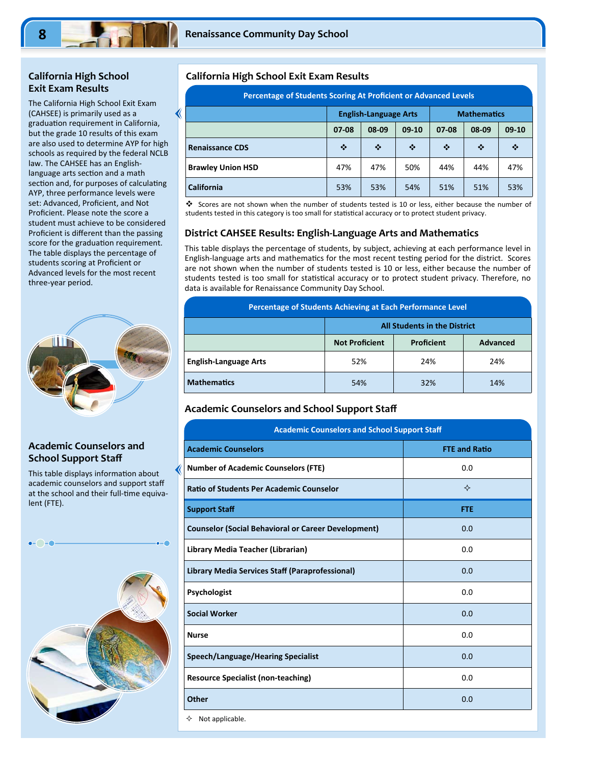## California High School Exit Exam Results

The California High School Exit Exam (CAHSEE) is primarily used as a graduation requirement in California, but the grade 10 results of this exam are also used to determine AYP for high schools as required by the federal NCLB law. The CAHSEE has an English-language arts section and a math section and, for purposes of calculating AYP, three performance levels were set: Advanced, Proficient, and Not Proficient. Please note the score a student must achieve to be considered Proficient is different than the passing score for the graduation requirement. The table displays the percentage of students scoring at Proficient or Advanced levels for the most recent three-year period.

## Academic Counselors and School Support Staff

This table displays information about academic counselors and support staff at the school and their full-time equivalent (FTE).

### California High School Exit Exam Results

**Percentage of Students Scoring At Proficient or Advanced Levels**

| | English-Language Arts | | | Mathematics | | |
|---|---|---|---|---|---|---|
| | 07-08 | 08-09 | 09-10 | 07-08 | 08-09 | 09-10 |
| Renaissance CDS | ❖ | ❖ | ❖ | ❖ | ❖ | ❖ |
| Brawley Union HSD | 47% | 47% | 50% | 44% | 44% | 47% |
| California | 53% | 53% | 54% | 51% | 51% | 53% |

❖ Scores are not shown when the number of students tested is 10 or less, either because the number of students tested in this category is too small for statistical accuracy or to protect student privacy.

### District CAHSEE Results: English-Language Arts and Mathematics

This table displays the percentage of students, by subject, achieving at each performance level in English-language arts and mathematics for the most recent testing period for the district. Scores are not shown when the number of students tested is 10 or less, either because the number of students tested is too small for statistical accuracy or to protect student privacy. Therefore, no data is available for Renaissance Community Day School.

**Percentage of Students Achieving at Each Performance Level**

| | All Students in the District | | |
|---|---|---|---|
| | Not Proficient | Proficient | Advanced |
| English-Language Arts | 52% | 24% | 24% |
| Mathematics | 54% | 32% | 14% |

### Academic Counselors and School Support Staff

**Academic Counselors and School Support Staff**

| Academic Counselors | FTE and Ratio |
|---|---|
| Number of Academic Counselors (FTE) | 0.0 |
| Ratio of Students Per Academic Counselor | ✧ |
| **Support Staff** | **FTE** |
| Counselor (Social Behavioral or Career Development) | 0.0 |
| Library Media Teacher (Librarian) | 0.0 |
| Library Media Services Staff (Paraprofessional) | 0.0 |
| Psychologist | 0.0 |
| Social Worker | 0.0 |
| Nurse | 0.0 |
| Speech/Language/Hearing Specialist | 0.0 |
| Resource Specialist (non-teaching) | 0.0 |
| Other | 0.0 |

✧ Not applicable.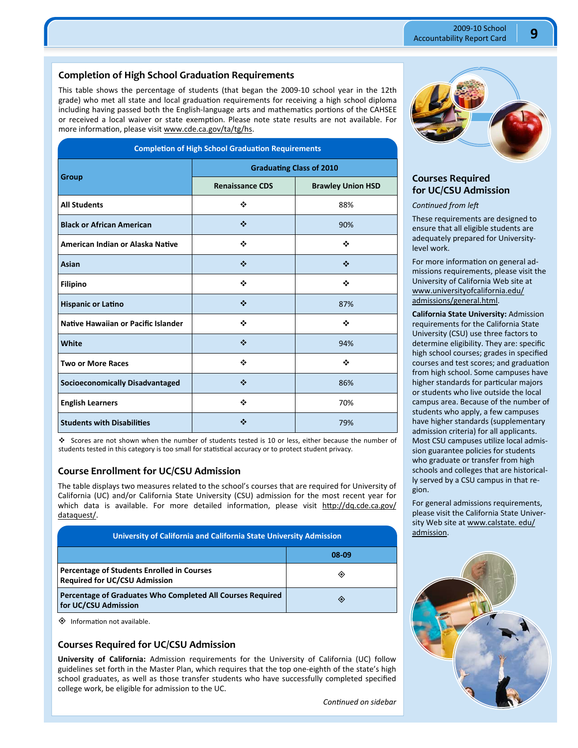## Completion of High School Graduation Requirements

This table shows the percentage of students (that began the 2009-10 school year in the 12th grade) who met all state and local graduation requirements for receiving a high school diploma including having passed both the English-language arts and mathematics portions of the CAHSEE or received a local waiver or state exemption. Please note state results are not available. For more information, please visit www.cde.ca.gov/ta/tg/hs.

**Completion of High School Graduation Requirements**

| Group | Graduating Class of 2010 | |
|---|---|---|
| | Renaissance CDS | Brawley Union HSD |
| All Students | ❖ | 88% |
| Black or African American | ❖ | 90% |
| American Indian or Alaska Native | ❖ | ❖ |
| Asian | ❖ | ❖ |
| Filipino | ❖ | ❖ |
| Hispanic or Latino | ❖ | 87% |
| Native Hawaiian or Pacific Islander | ❖ | ❖ |
| White | ❖ | 94% |
| Two or More Races | ❖ | ❖ |
| Socioeconomically Disadvantaged | ❖ | 86% |
| English Learners | ❖ | 70% |
| Students with Disabilities | ❖ | 79% |

❖ Scores are not shown when the number of students tested is 10 or less, either because the number of students tested in this category is too small for statistical accuracy or to protect student privacy.

## Course Enrollment for UC/CSU Admission

The table displays two measures related to the school's courses that are required for University of California (UC) and/or California State University (CSU) admission for the most recent year for which data is available. For more detailed information, please visit http://dq.cde.ca.gov/dataquest/.

**University of California and California State University Admission**

| | 08-09 |
|---|---|
| Percentage of Students Enrolled in Courses Required for UC/CSU Admission | ◈ |
| Percentage of Graduates Who Completed All Courses Required for UC/CSU Admission | ◈ |

◈ Information not available.

## Courses Required for UC/CSU Admission

**University of California:** Admission requirements for the University of California (UC) follow guidelines set forth in the Master Plan, which requires that the top one-eighth of the state's high school graduates, as well as those transfer students who have successfully completed specified college work, be eligible for admission to the UC.

*Continued on sidebar*

## Courses Required for UC/CSU Admission

*Continued from left*

These requirements are designed to ensure that all eligible students are adequately prepared for University-level work.

For more information on general admissions requirements, please visit the University of California Web site at www.universityofcalifornia.edu/admissions/general.html.

**California State University:** Admission requirements for the California State University (CSU) use three factors to determine eligibility. They are: specific high school courses; grades in specified courses and test scores; and graduation from high school. Some campuses have higher standards for particular majors or students who live outside the local campus area. Because of the number of students who apply, a few campuses have higher standards (supplementary admission criteria) for all applicants. Most CSU campuses utilize local admission guarantee policies for students who graduate or transfer from high schools and colleges that are historically served by a CSU campus in that region.

For general admissions requirements, please visit the California State University Web site at www.calstate.edu/admission.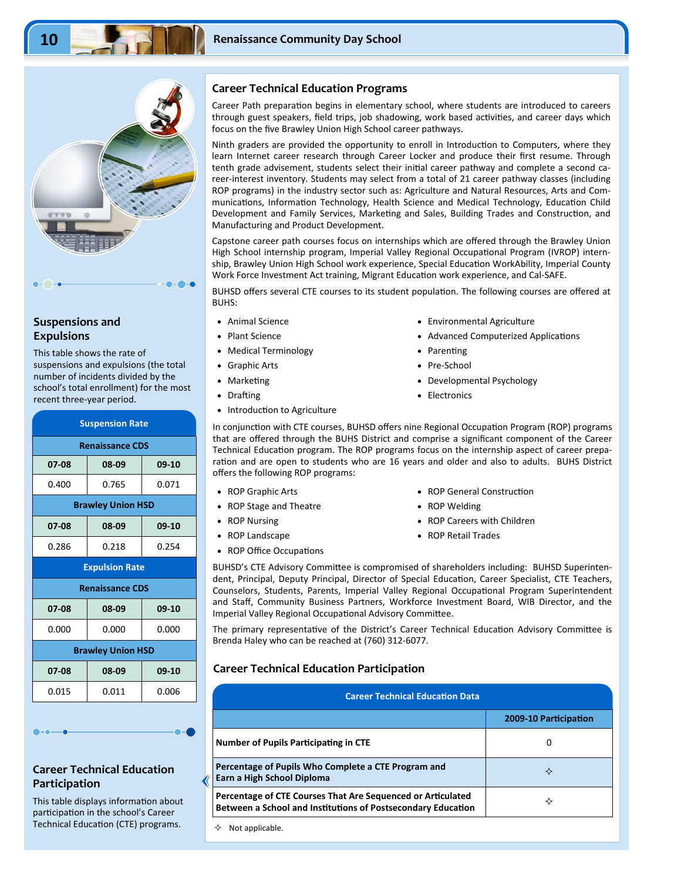## Suspensions and Expulsions

This table shows the rate of suspensions and expulsions (the total number of incidents divided by the school's total enrollment) for the most recent three-year period.

| Suspension Rate | | |
|---|---|---|
| **Renaissance CDS** | | |
| 07-08 | 08-09 | 09-10 |
| 0.400 | 0.765 | 0.071 |
| **Brawley Union HSD** | | |
| 07-08 | 08-09 | 09-10 |
| 0.286 | 0.218 | 0.254 |

| Expulsion Rate | | |
|---|---|---|
| **Renaissance CDS** | | |
| 07-08 | 08-09 | 09-10 |
| 0.000 | 0.000 | 0.000 |
| **Brawley Union HSD** | | |
| 07-08 | 08-09 | 09-10 |
| 0.015 | 0.011 | 0.006 |

## Career Technical Education Programs

Career Path preparation begins in elementary school, where students are introduced to careers through guest speakers, field trips, job shadowing, work based activities, and career days which focus on the five Brawley Union High School career pathways.

Ninth graders are provided the opportunity to enroll in Introduction to Computers, where they learn Internet career research through Career Locker and produce their first resume. Through tenth grade advisement, students select their initial career pathway and complete a second career-interest inventory. Students may select from a total of 21 career pathway classes (including ROP programs) in the industry sector such as: Agriculture and Natural Resources, Arts and Communications, Information Technology, Health Science and Medical Technology, Education Child Development and Family Services, Marketing and Sales, Building Trades and Construction, and Manufacturing and Product Development.

Capstone career path courses focus on internships which are offered through the Brawley Union High School internship program, Imperial Valley Regional Occupational Program (IVROP) internship, Brawley Union High School work experience, Special Education WorkAbility, Imperial County Work Force Investment Act training, Migrant Education work experience, and Cal-SAFE.

BUHSD offers several CTE courses to its student population. The following courses are offered at BUHS:

- Animal Science
- Plant Science
- Medical Terminology
- Graphic Arts
- Marketing
- Drafting
- Introduction to Agriculture
- Environmental Agriculture
- Advanced Computerized Applications
- Parenting
- Pre-School
- Developmental Psychology
- Electronics

In conjunction with CTE courses, BUHSD offers nine Regional Occupation Program (ROP) programs that are offered through the BUHS District and comprise a significant component of the Career Technical Education program. The ROP programs focus on the internship aspect of career preparation and are open to students who are 16 years and older and also to adults. BUHS District offers the following ROP programs:

- ROP Graphic Arts
- ROP Stage and Theatre
- ROP Nursing
- ROP Landscape
- ROP Office Occupations
- ROP General Construction
- ROP Welding
- ROP Careers with Children
- ROP Retail Trades

BUHSD's CTE Advisory Committee is compromised of shareholders including: BUHSD Superintendent, Principal, Deputy Principal, Director of Special Education, Career Specialist, CTE Teachers, Counselors, Students, Parents, Imperial Valley Regional Occupational Program Superintendent and Staff, Community Business Partners, Workforce Investment Board, WIB Director, and the Imperial Valley Regional Occupational Advisory Committee.

The primary representative of the District's Career Technical Education Advisory Committee is Brenda Haley who can be reached at (760) 312-6077.

## Career Technical Education Participation

This table displays information about participation in the school's Career Technical Education (CTE) programs.

| Career Technical Education Data | 2009-10 Participation |
|---|---|
| Number of Pupils Participating in CTE | 0 |
| Percentage of Pupils Who Complete a CTE Program and Earn a High School Diploma | ✧ |
| Percentage of CTE Courses That Are Sequenced or Articulated Between a School and Institutions of Postsecondary Education | ✧ |

✧ Not applicable.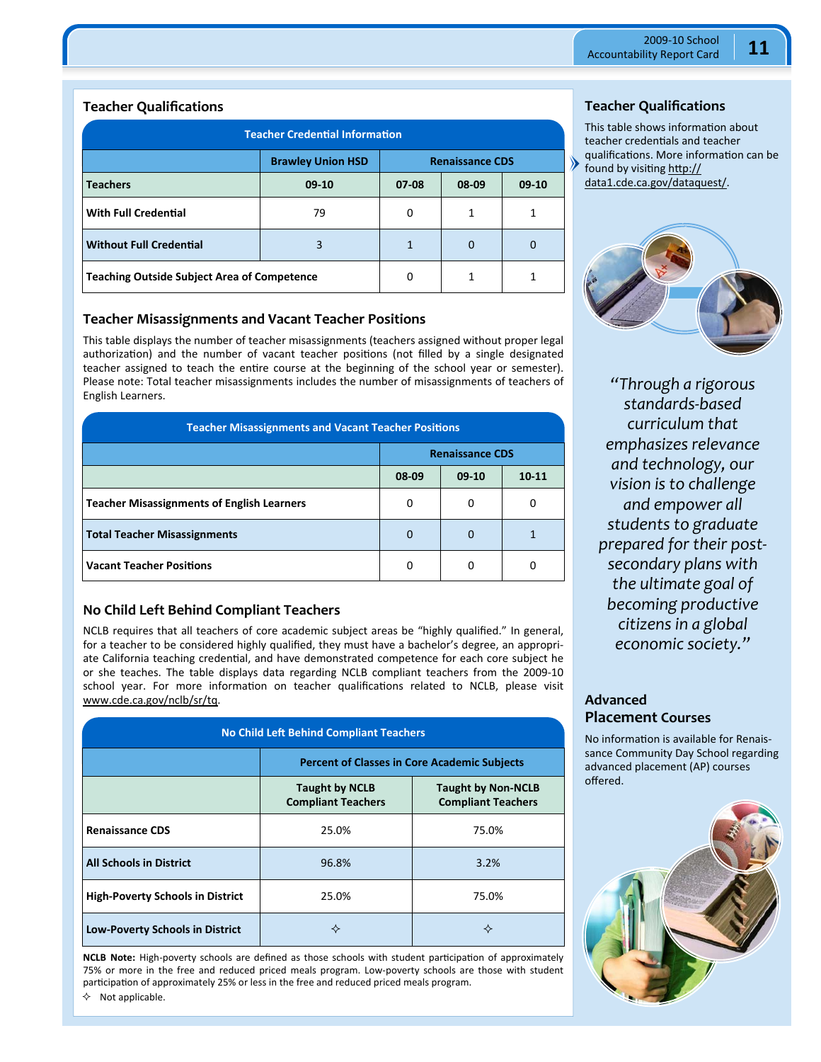## Teacher Qualifications

| Teacher Credential Information | | | | |
|---|---|---|---|---|
| | Brawley Union HSD | Renaissance CDS | | |
| **Teachers** | 09-10 | 07-08 | 08-09 | 09-10 |
| **With Full Credential** | 79 | 0 | 1 | 1 |
| **Without Full Credential** | 3 | 1 | 0 | 0 |
| **Teaching Outside Subject Area of Competence** | | 0 | 1 | 1 |

## Teacher Misassignments and Vacant Teacher Positions

This table displays the number of teacher misassignments (teachers assigned without proper legal authorization) and the number of vacant teacher positions (not filled by a single designated teacher assigned to teach the entire course at the beginning of the school year or semester). Please note: Total teacher misassignments includes the number of misassignments of teachers of English Learners.

| Teacher Misassignments and Vacant Teacher Positions | | | |
|---|---|---|---|
| | Renaissance CDS | | |
| | 08-09 | 09-10 | 10-11 |
| **Teacher Misassignments of English Learners** | 0 | 0 | 0 |
| **Total Teacher Misassignments** | 0 | 0 | 1 |
| **Vacant Teacher Positions** | 0 | 0 | 0 |

## No Child Left Behind Compliant Teachers

NCLB requires that all teachers of core academic subject areas be "highly qualified." In general, for a teacher to be considered highly qualified, they must have a bachelor's degree, an appropriate California teaching credential, and have demonstrated competence for each core subject he or she teaches. The table displays data regarding NCLB compliant teachers from the 2009-10 school year. For more information on teacher qualifications related to NCLB, please visit www.cde.ca.gov/nclb/sr/tq.

| No Child Left Behind Compliant Teachers | | |
|---|---|---|
| | Percent of Classes in Core Academic Subjects | |
| | Taught by NCLB Compliant Teachers | Taught by Non-NCLB Compliant Teachers |
| **Renaissance CDS** | 25.0% | 75.0% |
| **All Schools in District** | 96.8% | 3.2% |
| **High-Poverty Schools in District** | 25.0% | 75.0% |
| **Low-Poverty Schools in District** | ✧ | ✧ |

**NCLB Note:** High-poverty schools are defined as those schools with student participation of approximately 75% or more in the free and reduced priced meals program. Low-poverty schools are those with student participation of approximately 25% or less in the free and reduced priced meals program.

✧ Not applicable.

## Teacher Qualifications

This table shows information about teacher credentials and teacher qualifications. More information can be found by visiting http://data1.cde.ca.gov/dataquest/.

*"Through a rigorous standards-based curriculum that emphasizes relevance and technology, our vision is to challenge and empower all students to graduate prepared for their post-secondary plans with the ultimate goal of becoming productive citizens in a global economic society."*

## Advanced Placement Courses

No information is available for Renaissance Community Day School regarding advanced placement (AP) courses offered.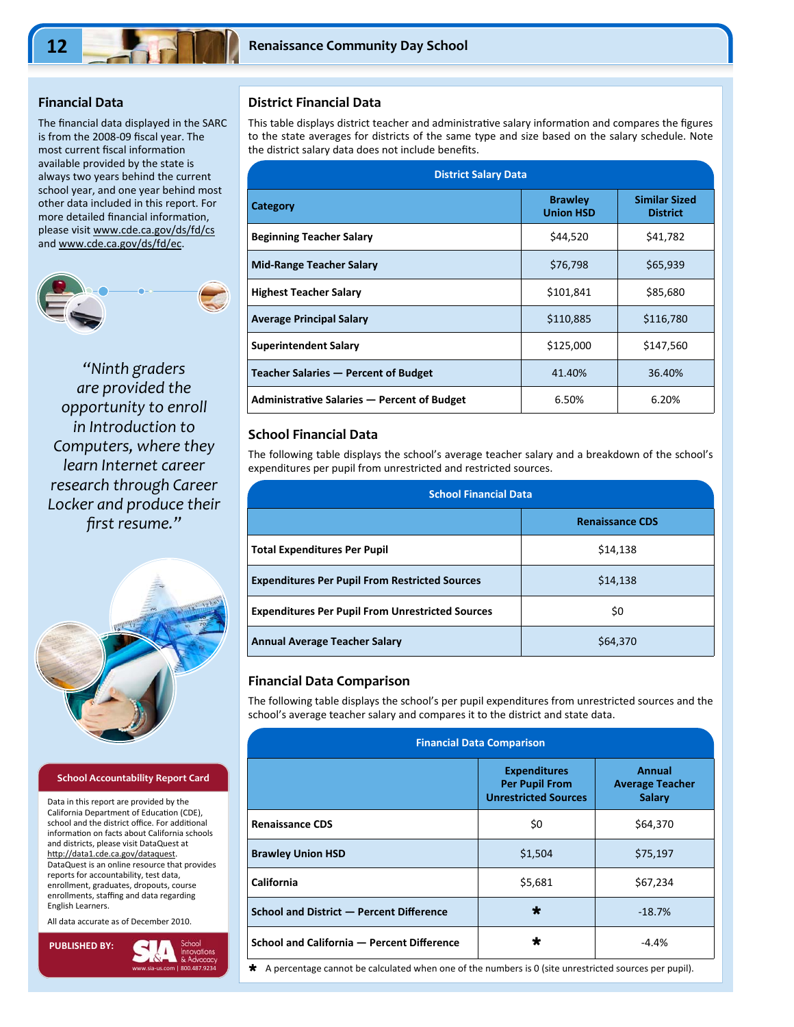## Financial Data

The financial data displayed in the SARC is from the 2008-09 fiscal year. The most current fiscal information available provided by the state is always two years behind the current school year, and one year behind most other data included in this report. For more detailed financial information, please visit www.cde.ca.gov/ds/fd/cs and www.cde.ca.gov/ds/fd/ec.

*"Ninth graders are provided the opportunity to enroll in Introduction to Computers, where they learn Internet career research through Career Locker and produce their first resume."*

### School Accountability Report Card

Data in this report are provided by the California Department of Education (CDE), school and the district office. For additional information on facts about California schools and districts, please visit DataQuest at http://data1.cde.ca.gov/dataquest. DataQuest is an online resource that provides reports for accountability, test data, enrollment, graduates, dropouts, course enrollments, staffing and data regarding English Learners.

All data accurate as of December 2010.

PUBLISHED BY: SIA School Innovations & Advocacy www.sia-us.com | 800.487.9234

## District Financial Data

This table displays district teacher and administrative salary information and compares the figures to the state averages for districts of the same type and size based on the salary schedule. Note the district salary data does not include benefits.

**District Salary Data**

| Category | Brawley Union HSD | Similar Sized District |
|---|---|---|
| Beginning Teacher Salary | $44,520 | $41,782 |
| Mid-Range Teacher Salary | $76,798 | $65,939 |
| Highest Teacher Salary | $101,841 | $85,680 |
| Average Principal Salary | $110,885 | $116,780 |
| Superintendent Salary | $125,000 | $147,560 |
| Teacher Salaries — Percent of Budget | 41.40% | 36.40% |
| Administrative Salaries — Percent of Budget | 6.50% | 6.20% |

## School Financial Data

The following table displays the school's average teacher salary and a breakdown of the school's expenditures per pupil from unrestricted and restricted sources.

**School Financial Data**

| | Renaissance CDS |
|---|---|
| Total Expenditures Per Pupil | $14,138 |
| Expenditures Per Pupil From Restricted Sources | $14,138 |
| Expenditures Per Pupil From Unrestricted Sources | $0 |
| Annual Average Teacher Salary | $64,370 |

## Financial Data Comparison

The following table displays the school's per pupil expenditures from unrestricted sources and the school's average teacher salary and compares it to the district and state data.

**Financial Data Comparison**

| | Expenditures Per Pupil From Unrestricted Sources | Annual Average Teacher Salary |
|---|---|---|
| Renaissance CDS | $0 | $64,370 |
| Brawley Union HSD | $1,504 | $75,197 |
| California | $5,681 | $67,234 |
| School and District — Percent Difference | * | -18.7% |
| School and California — Percent Difference | * | -4.4% |

\* A percentage cannot be calculated when one of the numbers is 0 (site unrestricted sources per pupil).